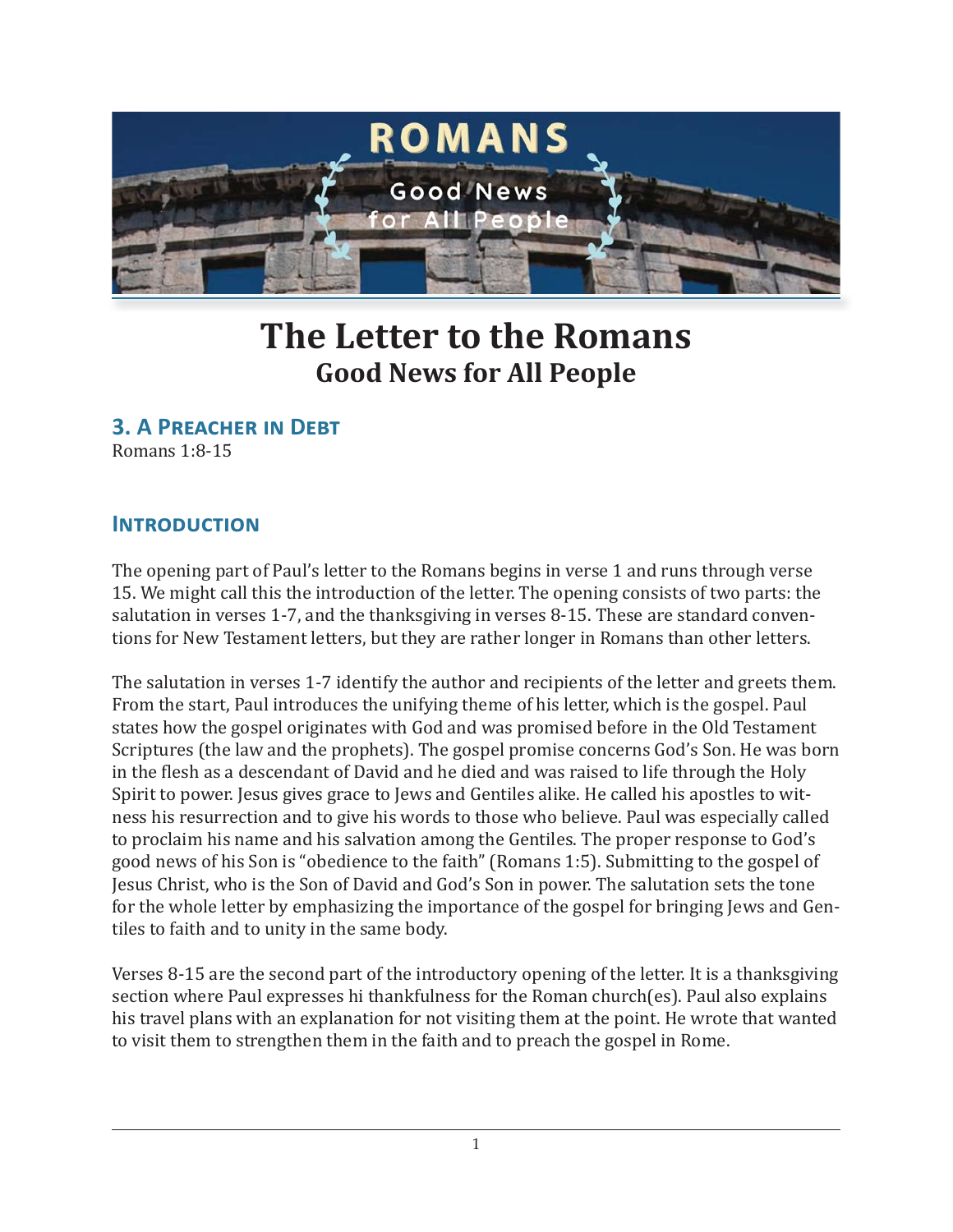# The Letter to the Romans
## Good News for All People

### 3. A Preacher in Debt
Romans 1:8-15

### Introduction

The opening part of Paul's letter to the Romans begins in verse 1 and runs through verse 15. We might call this the introduction of the letter. The opening consists of two parts: the salutation in verses 1-7, and the thanksgiving in verses 8-15. These are standard conventions for New Testament letters, but they are rather longer in Romans than other letters.

The salutation in verses 1-7 identify the author and recipients of the letter and greets them. From the start, Paul introduces the unifying theme of his letter, which is the gospel. Paul states how the gospel originates with God and was promised before in the Old Testament Scriptures (the law and the prophets). The gospel promise concerns God's Son. He was born in the flesh as a descendant of David and he died and was raised to life through the Holy Spirit to power. Jesus gives grace to Jews and Gentiles alike. He called his apostles to witness his resurrection and to give his words to those who believe. Paul was especially called to proclaim his name and his salvation among the Gentiles. The proper response to God's good news of his Son is "obedience to the faith" (Romans 1:5). Submitting to the gospel of Jesus Christ, who is the Son of David and God's Son in power. The salutation sets the tone for the whole letter by emphasizing the importance of the gospel for bringing Jews and Gentiles to faith and to unity in the same body.

Verses 8-15 are the second part of the introductory opening of the letter. It is a thanksgiving section where Paul expresses hi thankfulness for the Roman church(es). Paul also explains his travel plans with an explanation for not visiting them at the point. He wrote that wanted to visit them to strengthen them in the faith and to preach the gospel in Rome.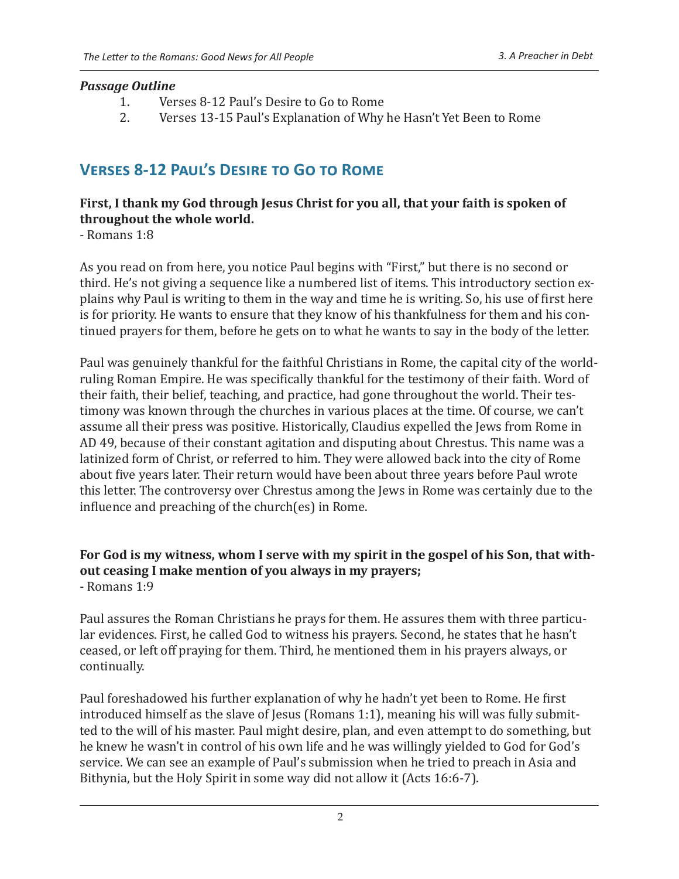***Passage Outline***

1. Verses 8-12 Paul's Desire to Go to Rome
2. Verses 13-15 Paul's Explanation of Why he Hasn't Yet Been to Rome

## Verses 8-12 Paul's Desire to Go to Rome

**First, I thank my God through Jesus Christ for you all, that your faith is spoken of throughout the whole world.**
- Romans 1:8

As you read on from here, you notice Paul begins with "First," but there is no second or third. He's not giving a sequence like a numbered list of items. This introductory section explains why Paul is writing to them in the way and time he is writing. So, his use of first here is for priority. He wants to ensure that they know of his thankfulness for them and his continued prayers for them, before he gets on to what he wants to say in the body of the letter.

Paul was genuinely thankful for the faithful Christians in Rome, the capital city of the world-ruling Roman Empire. He was specifically thankful for the testimony of their faith. Word of their faith, their belief, teaching, and practice, had gone throughout the world. Their testimony was known through the churches in various places at the time. Of course, we can't assume all their press was positive. Historically, Claudius expelled the Jews from Rome in AD 49, because of their constant agitation and disputing about Chrestus. This name was a latinized form of Christ, or referred to him. They were allowed back into the city of Rome about five years later. Their return would have been about three years before Paul wrote this letter. The controversy over Chrestus among the Jews in Rome was certainly due to the influence and preaching of the church(es) in Rome.

**For God is my witness, whom I serve with my spirit in the gospel of his Son, that without ceasing I make mention of you always in my prayers;**
- Romans 1:9

Paul assures the Roman Christians he prays for them. He assures them with three particular evidences. First, he called God to witness his prayers. Second, he states that he hasn't ceased, or left off praying for them. Third, he mentioned them in his prayers always, or continually.

Paul foreshadowed his further explanation of why he hadn't yet been to Rome. He first introduced himself as the slave of Jesus (Romans 1:1), meaning his will was fully submitted to the will of his master. Paul might desire, plan, and even attempt to do something, but he knew he wasn't in control of his own life and he was willingly yielded to God for God's service. We can see an example of Paul's submission when he tried to preach in Asia and Bithynia, but the Holy Spirit in some way did not allow it (Acts 16:6-7).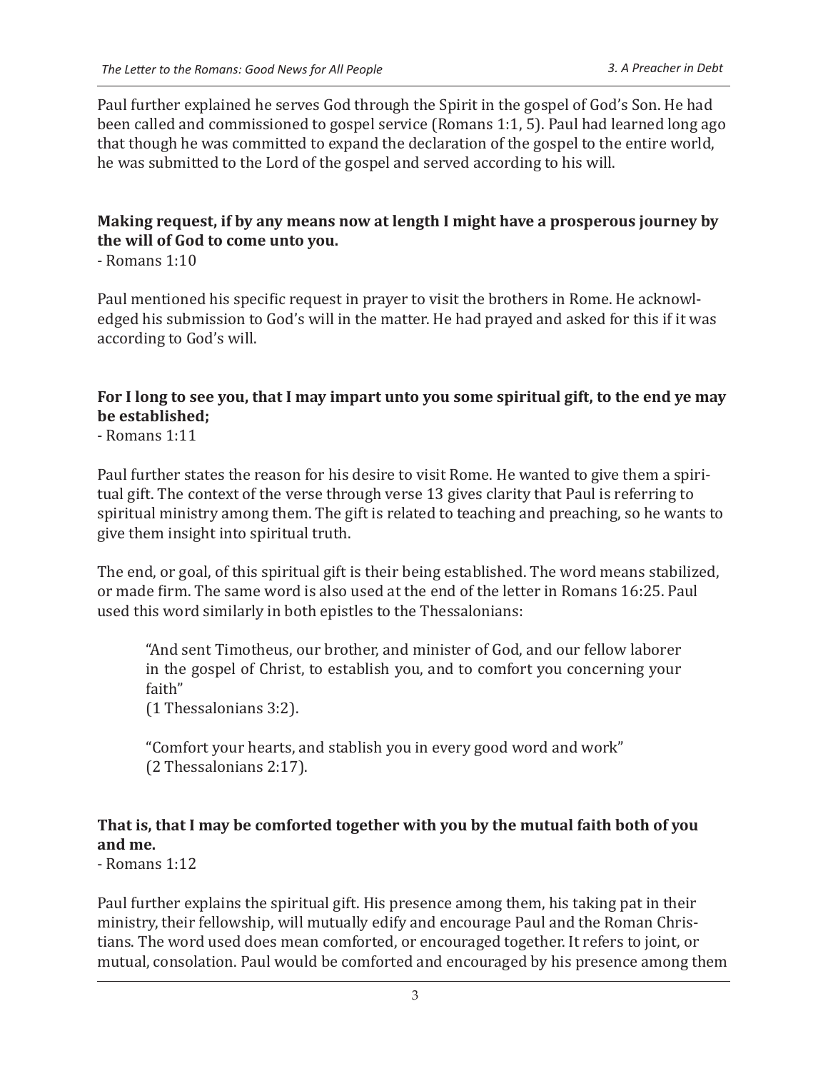Paul further explained he serves God through the Spirit in the gospel of God's Son. He had been called and commissioned to gospel service (Romans 1:1, 5). Paul had learned long ago that though he was committed to expand the declaration of the gospel to the entire world, he was submitted to the Lord of the gospel and served according to his will.

**Making request, if by any means now at length I might have a prosperous journey by the will of God to come unto you.**
- Romans 1:10

Paul mentioned his specific request in prayer to visit the brothers in Rome. He acknowledged his submission to God's will in the matter. He had prayed and asked for this if it was according to God's will.

**For I long to see you, that I may impart unto you some spiritual gift, to the end ye may be established;**
- Romans 1:11

Paul further states the reason for his desire to visit Rome. He wanted to give them a spiritual gift. The context of the verse through verse 13 gives clarity that Paul is referring to spiritual ministry among them. The gift is related to teaching and preaching, so he wants to give them insight into spiritual truth.

The end, or goal, of this spiritual gift is their being established. The word means stabilized, or made firm. The same word is also used at the end of the letter in Romans 16:25. Paul used this word similarly in both epistles to the Thessalonians:

> "And sent Timotheus, our brother, and minister of God, and our fellow laborer in the gospel of Christ, to establish you, and to comfort you concerning your faith"
> (1 Thessalonians 3:2).
>
> "Comfort your hearts, and stablish you in every good word and work"
> (2 Thessalonians 2:17).

**That is, that I may be comforted together with you by the mutual faith both of you and me.**
- Romans 1:12

Paul further explains the spiritual gift. His presence among them, his taking pat in their ministry, their fellowship, will mutually edify and encourage Paul and the Roman Christians. The word used does mean comforted, or encouraged together. It refers to joint, or mutual, consolation. Paul would be comforted and encouraged by his presence among them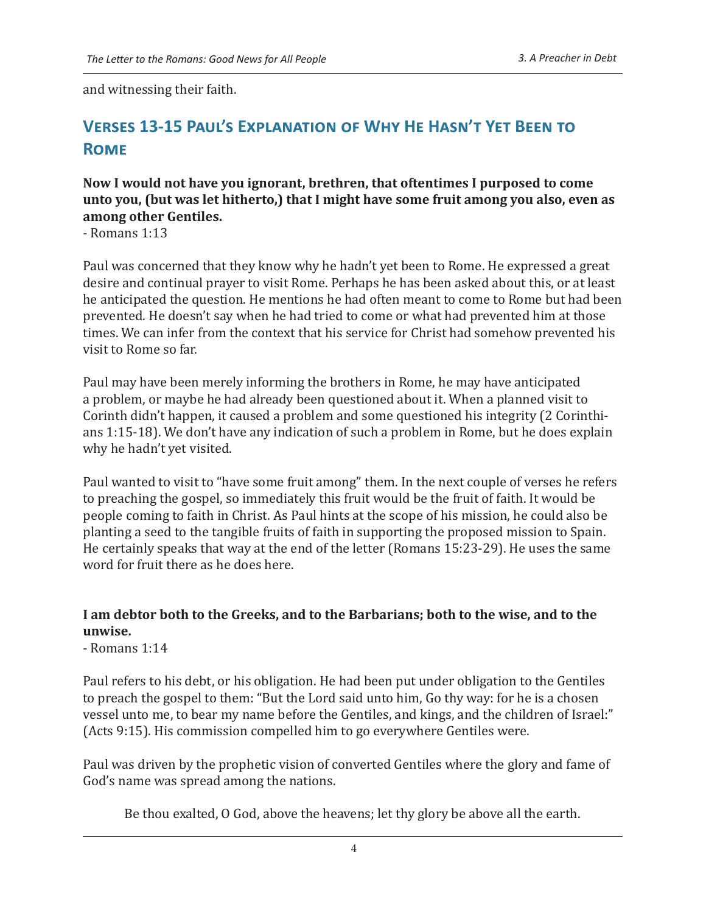and witnessing their faith.

## Verses 13-15 Paul's Explanation of Why He Hasn't Yet Been to Rome

**Now I would not have you ignorant, brethren, that oftentimes I purposed to come unto you, (but was let hitherto,) that I might have some fruit among you also, even as among other Gentiles.**
- Romans 1:13

Paul was concerned that they know why he hadn't yet been to Rome. He expressed a great desire and continual prayer to visit Rome. Perhaps he has been asked about this, or at least he anticipated the question. He mentions he had often meant to come to Rome but had been prevented. He doesn't say when he had tried to come or what had prevented him at those times. We can infer from the context that his service for Christ had somehow prevented his visit to Rome so far.

Paul may have been merely informing the brothers in Rome, he may have anticipated a problem, or maybe he had already been questioned about it. When a planned visit to Corinth didn't happen, it caused a problem and some questioned his integrity (2 Corinthians 1:15-18). We don't have any indication of such a problem in Rome, but he does explain why he hadn't yet visited.

Paul wanted to visit to "have some fruit among" them. In the next couple of verses he refers to preaching the gospel, so immediately this fruit would be the fruit of faith. It would be people coming to faith in Christ. As Paul hints at the scope of his mission, he could also be planting a seed to the tangible fruits of faith in supporting the proposed mission to Spain. He certainly speaks that way at the end of the letter (Romans 15:23-29). He uses the same word for fruit there as he does here.

**I am debtor both to the Greeks, and to the Barbarians; both to the wise, and to the unwise.**
- Romans 1:14

Paul refers to his debt, or his obligation. He had been put under obligation to the Gentiles to preach the gospel to them: "But the Lord said unto him, Go thy way: for he is a chosen vessel unto me, to bear my name before the Gentiles, and kings, and the children of Israel:" (Acts 9:15). His commission compelled him to go everywhere Gentiles were.

Paul was driven by the prophetic vision of converted Gentiles where the glory and fame of God's name was spread among the nations.

> Be thou exalted, O God, above the heavens; let thy glory be above all the earth.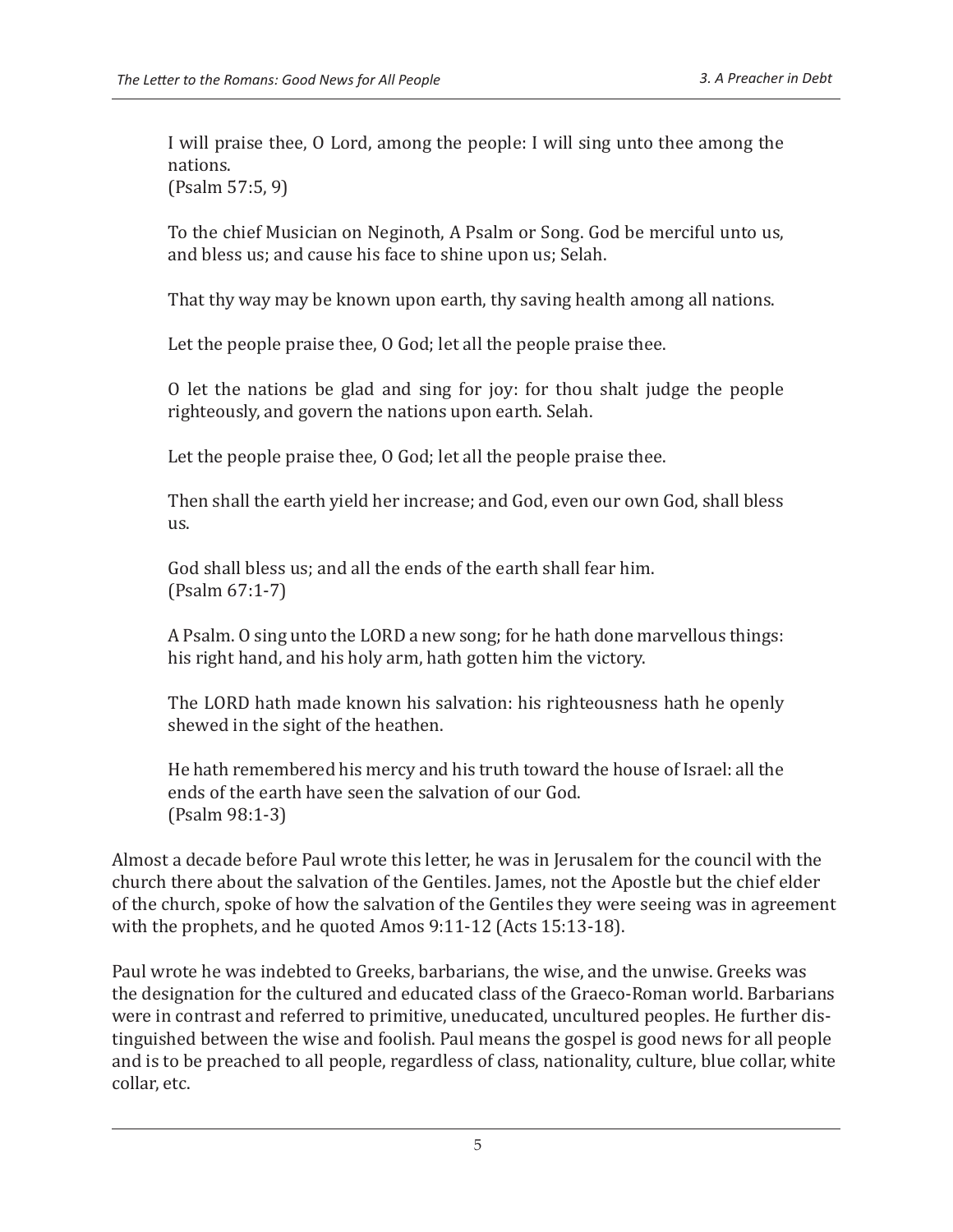> I will praise thee, O Lord, among the people: I will sing unto thee among the nations.
> (Psalm 57:5, 9)
>
> To the chief Musician on Neginoth, A Psalm or Song. God be merciful unto us, and bless us; and cause his face to shine upon us; Selah.
>
> That thy way may be known upon earth, thy saving health among all nations.
>
> Let the people praise thee, O God; let all the people praise thee.
>
> O let the nations be glad and sing for joy: for thou shalt judge the people righteously, and govern the nations upon earth. Selah.
>
> Let the people praise thee, O God; let all the people praise thee.
>
> Then shall the earth yield her increase; and God, even our own God, shall bless us.
>
> God shall bless us; and all the ends of the earth shall fear him.
> (Psalm 67:1-7)
>
> A Psalm. O sing unto the LORD a new song; for he hath done marvellous things: his right hand, and his holy arm, hath gotten him the victory.
>
> The LORD hath made known his salvation: his righteousness hath he openly shewed in the sight of the heathen.
>
> He hath remembered his mercy and his truth toward the house of Israel: all the ends of the earth have seen the salvation of our God.
> (Psalm 98:1-3)

Almost a decade before Paul wrote this letter, he was in Jerusalem for the council with the church there about the salvation of the Gentiles. James, not the Apostle but the chief elder of the church, spoke of how the salvation of the Gentiles they were seeing was in agreement with the prophets, and he quoted Amos 9:11-12 (Acts 15:13-18).

Paul wrote he was indebted to Greeks, barbarians, the wise, and the unwise. Greeks was the designation for the cultured and educated class of the Graeco-Roman world. Barbarians were in contrast and referred to primitive, uneducated, uncultured peoples. He further distinguished between the wise and foolish. Paul means the gospel is good news for all people and is to be preached to all people, regardless of class, nationality, culture, blue collar, white collar, etc.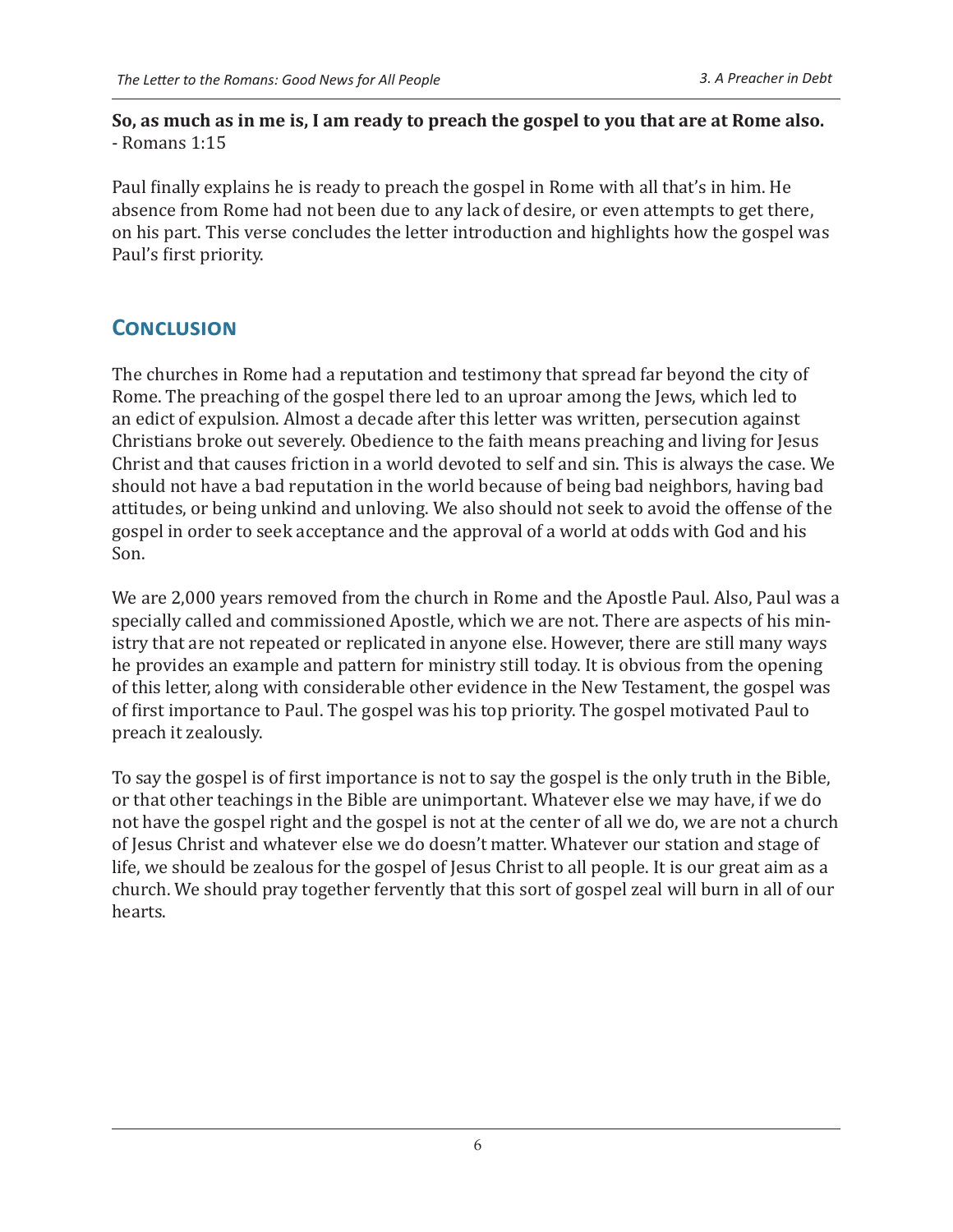**So, as much as in me is, I am ready to preach the gospel to you that are at Rome also.**
- Romans 1:15

Paul finally explains he is ready to preach the gospel in Rome with all that's in him. He absence from Rome had not been due to any lack of desire, or even attempts to get there, on his part. This verse concludes the letter introduction and highlights how the gospel was Paul's first priority.

## Conclusion

The churches in Rome had a reputation and testimony that spread far beyond the city of Rome. The preaching of the gospel there led to an uproar among the Jews, which led to an edict of expulsion. Almost a decade after this letter was written, persecution against Christians broke out severely. Obedience to the faith means preaching and living for Jesus Christ and that causes friction in a world devoted to self and sin. This is always the case. We should not have a bad reputation in the world because of being bad neighbors, having bad attitudes, or being unkind and unloving. We also should not seek to avoid the offense of the gospel in order to seek acceptance and the approval of a world at odds with God and his Son.

We are 2,000 years removed from the church in Rome and the Apostle Paul. Also, Paul was a specially called and commissioned Apostle, which we are not. There are aspects of his ministry that are not repeated or replicated in anyone else. However, there are still many ways he provides an example and pattern for ministry still today. It is obvious from the opening of this letter, along with considerable other evidence in the New Testament, the gospel was of first importance to Paul. The gospel was his top priority. The gospel motivated Paul to preach it zealously.

To say the gospel is of first importance is not to say the gospel is the only truth in the Bible, or that other teachings in the Bible are unimportant. Whatever else we may have, if we do not have the gospel right and the gospel is not at the center of all we do, we are not a church of Jesus Christ and whatever else we do doesn't matter. Whatever our station and stage of life, we should be zealous for the gospel of Jesus Christ to all people. It is our great aim as a church. We should pray together fervently that this sort of gospel zeal will burn in all of our hearts.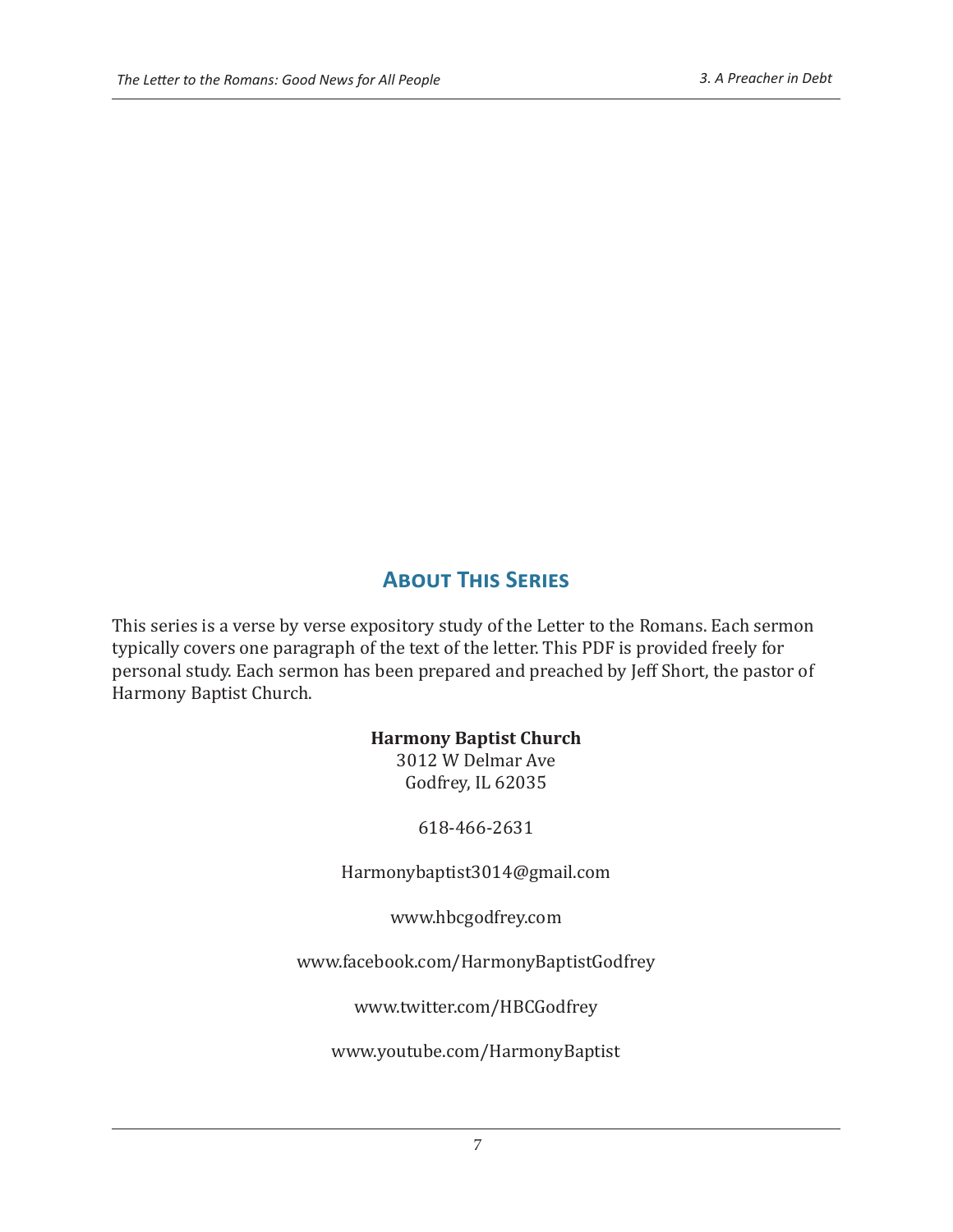## About This Series

This series is a verse by verse expository study of the Letter to the Romans. Each sermon typically covers one paragraph of the text of the letter. This PDF is provided freely for personal study. Each sermon has been prepared and preached by Jeff Short, the pastor of Harmony Baptist Church.

**Harmony Baptist Church**
3012 W Delmar Ave
Godfrey, IL 62035

618-466-2631

Harmonybaptist3014@gmail.com

www.hbcgodfrey.com

www.facebook.com/HarmonyBaptistGodfrey

www.twitter.com/HBCGodfrey

www.youtube.com/HarmonyBaptist